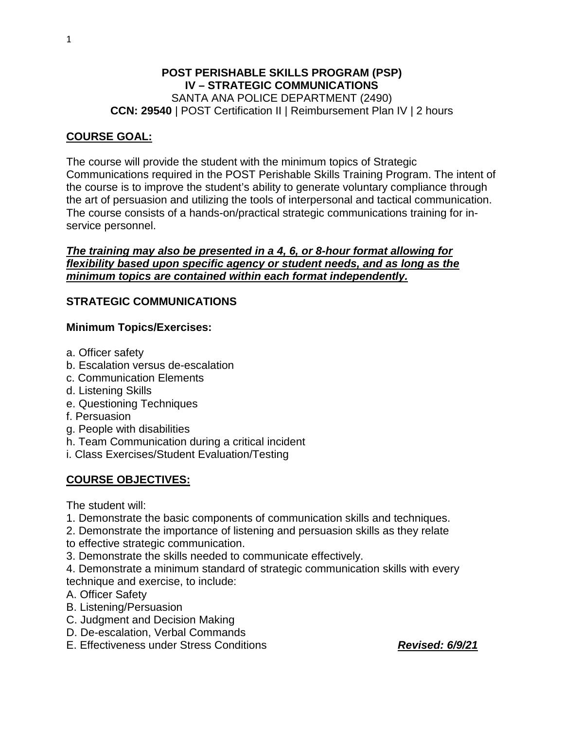# POST PERISHABLE SKILLS PROGRAM (PSP)
## IV – STRATEGIC COMMUNICATIONS

SANTA ANA POLICE DEPARTMENT (2490)

**CCN: 29540** | POST Certification II | Reimbursement Plan IV | 2 hours

## COURSE GOAL:

The course will provide the student with the minimum topics of Strategic Communications required in the POST Perishable Skills Training Program. The intent of the course is to improve the student's ability to generate voluntary compliance through the art of persuasion and utilizing the tools of interpersonal and tactical communication. The course consists of a hands-on/practical strategic communications training for in-service personnel.

***The training may also be presented in a 4, 6, or 8-hour format allowing for flexibility based upon specific agency or student needs, and as long as the minimum topics are contained within each format independently.***

## STRATEGIC COMMUNICATIONS

**Minimum Topics/Exercises:**

a. Officer safety
b. Escalation versus de-escalation
c. Communication Elements
d. Listening Skills
e. Questioning Techniques
f. Persuasion
g. People with disabilities
h. Team Communication during a critical incident
i. Class Exercises/Student Evaluation/Testing

## COURSE OBJECTIVES:

The student will:

1. Demonstrate the basic components of communication skills and techniques.
2. Demonstrate the importance of listening and persuasion skills as they relate to effective strategic communication.
3. Demonstrate the skills needed to communicate effectively.
4. Demonstrate a minimum standard of strategic communication skills with every technique and exercise, to include:

A. Officer Safety
B. Listening/Persuasion
C. Judgment and Decision Making
D. De-escalation, Verbal Commands
E. Effectiveness under Stress Conditions

***Revised: 6/9/21***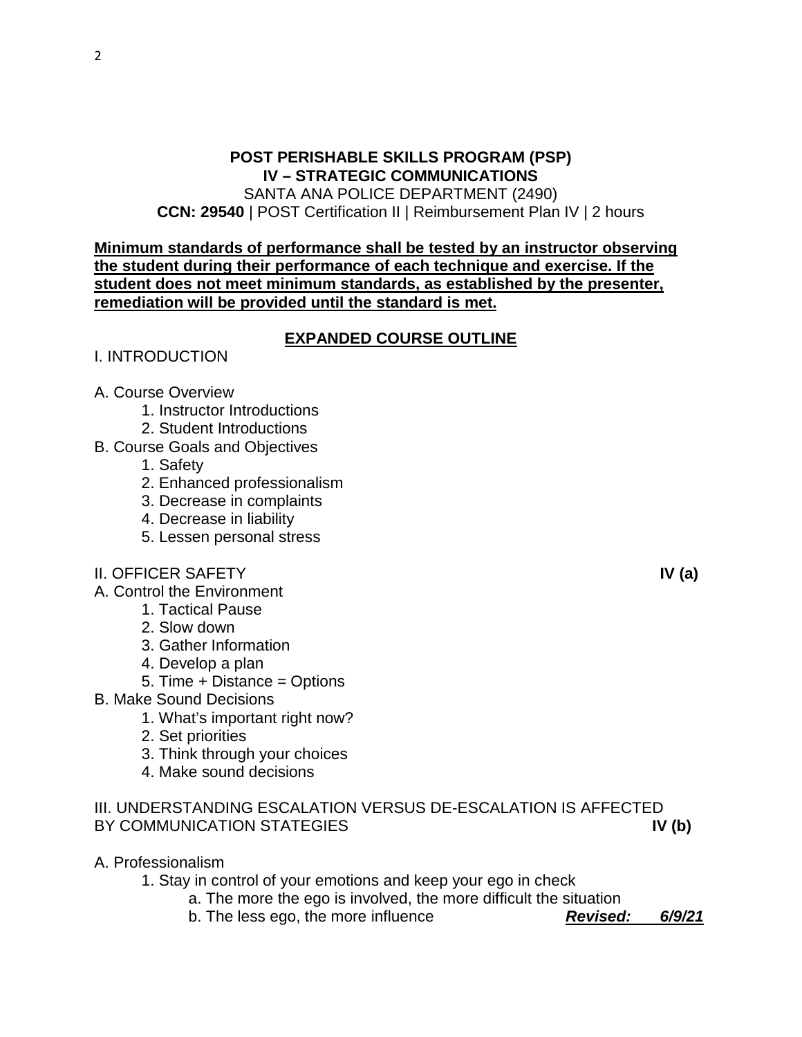**POST PERISHABLE SKILLS PROGRAM (PSP)**
**IV – STRATEGIC COMMUNICATIONS**
SANTA ANA POLICE DEPARTMENT (2490)
**CCN: 29540** | POST Certification II | Reimbursement Plan IV | 2 hours

**Minimum standards of performance shall be tested by an instructor observing the student during their performance of each technique and exercise. If the student does not meet minimum standards, as established by the presenter, remediation will be provided until the standard is met.**

## EXPANDED COURSE OUTLINE

I. INTRODUCTION

A. Course Overview
- 1. Instructor Introductions
- 2. Student Introductions

B. Course Goals and Objectives
- 1. Safety
- 2. Enhanced professionalism
- 3. Decrease in complaints
- 4. Decrease in liability
- 5. Lessen personal stress

II. OFFICER SAFETY **IV (a)**

A. Control the Environment
- 1. Tactical Pause
- 2. Slow down
- 3. Gather Information
- 4. Develop a plan
- 5. Time + Distance = Options

B. Make Sound Decisions
- 1. What's important right now?
- 2. Set priorities
- 3. Think through your choices
- 4. Make sound decisions

III. UNDERSTANDING ESCALATION VERSUS DE-ESCALATION IS AFFECTED BY COMMUNICATION STATEGIES **IV (b)**

A. Professionalism
- 1. Stay in control of your emotions and keep your ego in check
  - a. The more the ego is involved, the more difficult the situation
  - b. The less ego, the more influence

***Revised: 6/9/21***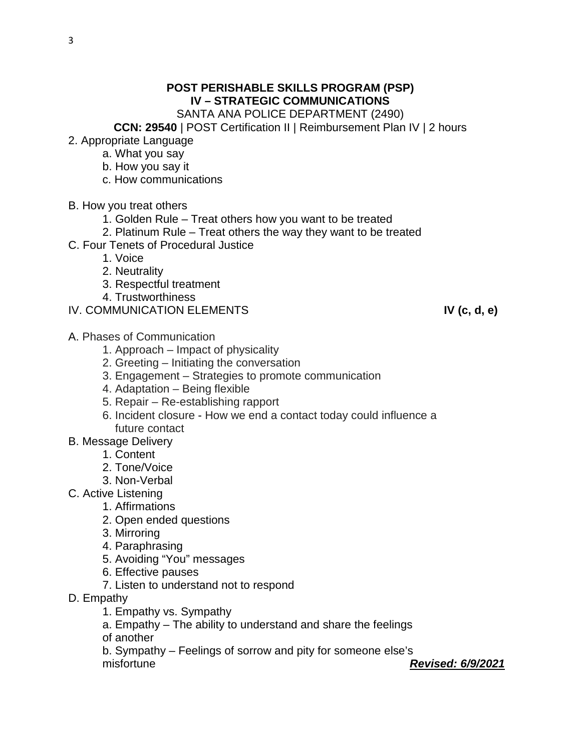**POST PERISHABLE SKILLS PROGRAM (PSP)**
**IV – STRATEGIC COMMUNICATIONS**
SANTA ANA POLICE DEPARTMENT (2490)
**CCN: 29540** | POST Certification II | Reimbursement Plan IV | 2 hours

2. Appropriate Language
    - a. What you say
    - b. How you say it
    - c. How communications

B. How you treat others
    1. Golden Rule – Treat others how you want to be treated
    2. Platinum Rule – Treat others the way they want to be treated

C. Four Tenets of Procedural Justice
    1. Voice
    2. Neutrality
    3. Respectful treatment
    4. Trustworthiness

IV. COMMUNICATION ELEMENTS **IV (c, d, e)**

A. Phases of Communication
    1. Approach – Impact of physicality
    2. Greeting – Initiating the conversation
    3. Engagement – Strategies to promote communication
    4. Adaptation – Being flexible
    5. Repair – Re-establishing rapport
    6. Incident closure - How we end a contact today could influence a future contact

B. Message Delivery
    1. Content
    2. Tone/Voice
    3. Non-Verbal

C. Active Listening
    1. Affirmations
    2. Open ended questions
    3. Mirroring
    4. Paraphrasing
    5. Avoiding "You" messages
    6. Effective pauses
    7. Listen to understand not to respond

D. Empathy
    1. Empathy vs. Sympathy
    - a. Empathy – The ability to understand and share the feelings of another
    - b. Sympathy – Feelings of sorrow and pity for someone else's misfortune

***Revised: 6/9/2021***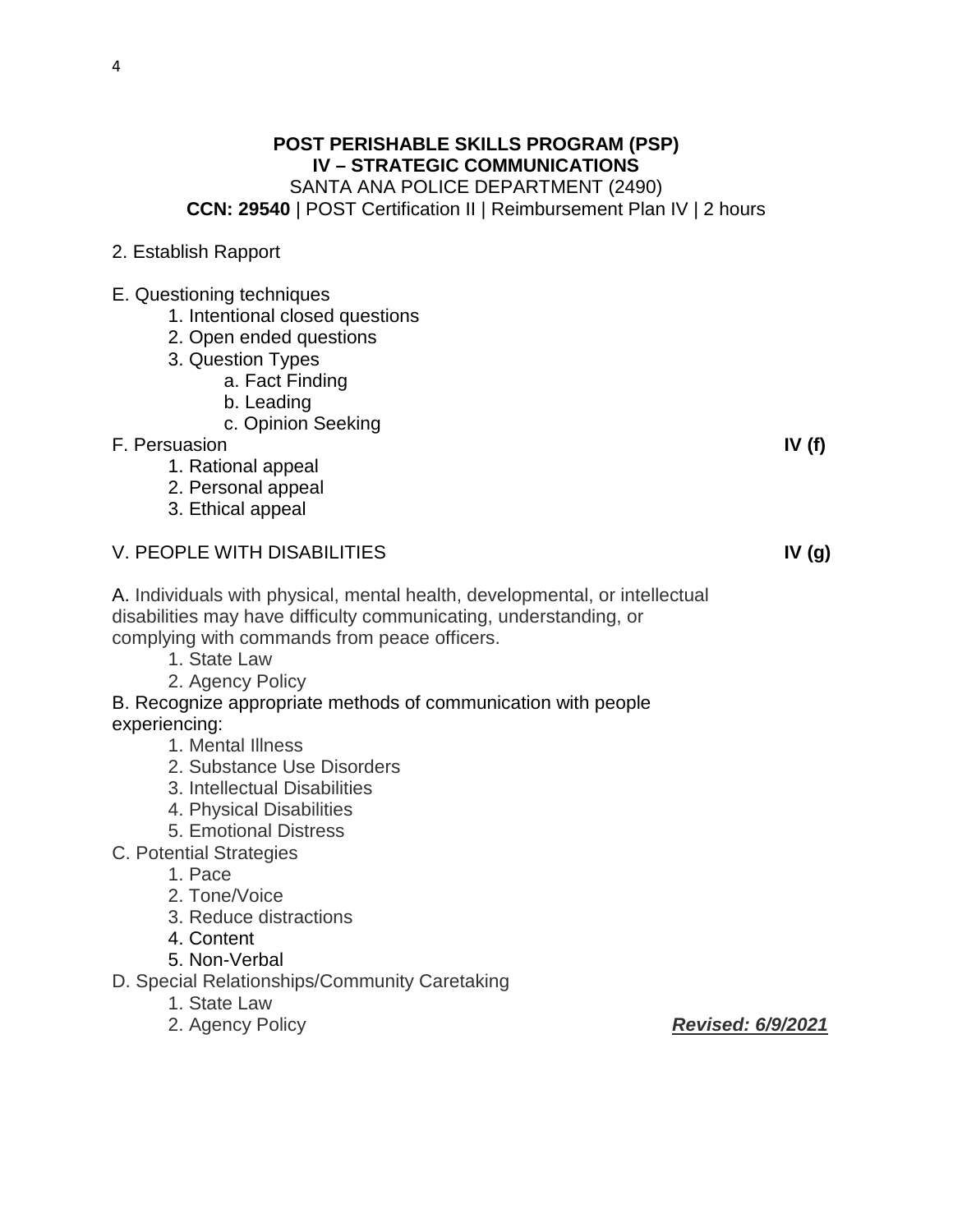**POST PERISHABLE SKILLS PROGRAM (PSP)**
**IV – STRATEGIC COMMUNICATIONS**
SANTA ANA POLICE DEPARTMENT (2490)
**CCN: 29540** | POST Certification II | Reimbursement Plan IV | 2 hours

2. Establish Rapport

E. Questioning techniques
- 1. Intentional closed questions
- 2. Open ended questions
- 3. Question Types
  - a. Fact Finding
  - b. Leading
  - c. Opinion Seeking

F. Persuasion **IV (f)**
- 1. Rational appeal
- 2. Personal appeal
- 3. Ethical appeal

V. PEOPLE WITH DISABILITIES **IV (g)**

A. Individuals with physical, mental health, developmental, or intellectual disabilities may have difficulty communicating, understanding, or complying with commands from peace officers.
- 1. State Law
- 2. Agency Policy

B. Recognize appropriate methods of communication with people experiencing:
- 1. Mental Illness
- 2. Substance Use Disorders
- 3. Intellectual Disabilities
- 4. Physical Disabilities
- 5. Emotional Distress

C. Potential Strategies
- 1. Pace
- 2. Tone/Voice
- 3. Reduce distractions
- 4. Content
- 5. Non-Verbal

D. Special Relationships/Community Caretaking
- 1. State Law
- 2. Agency Policy

***<u>Revised: 6/9/2021</u>***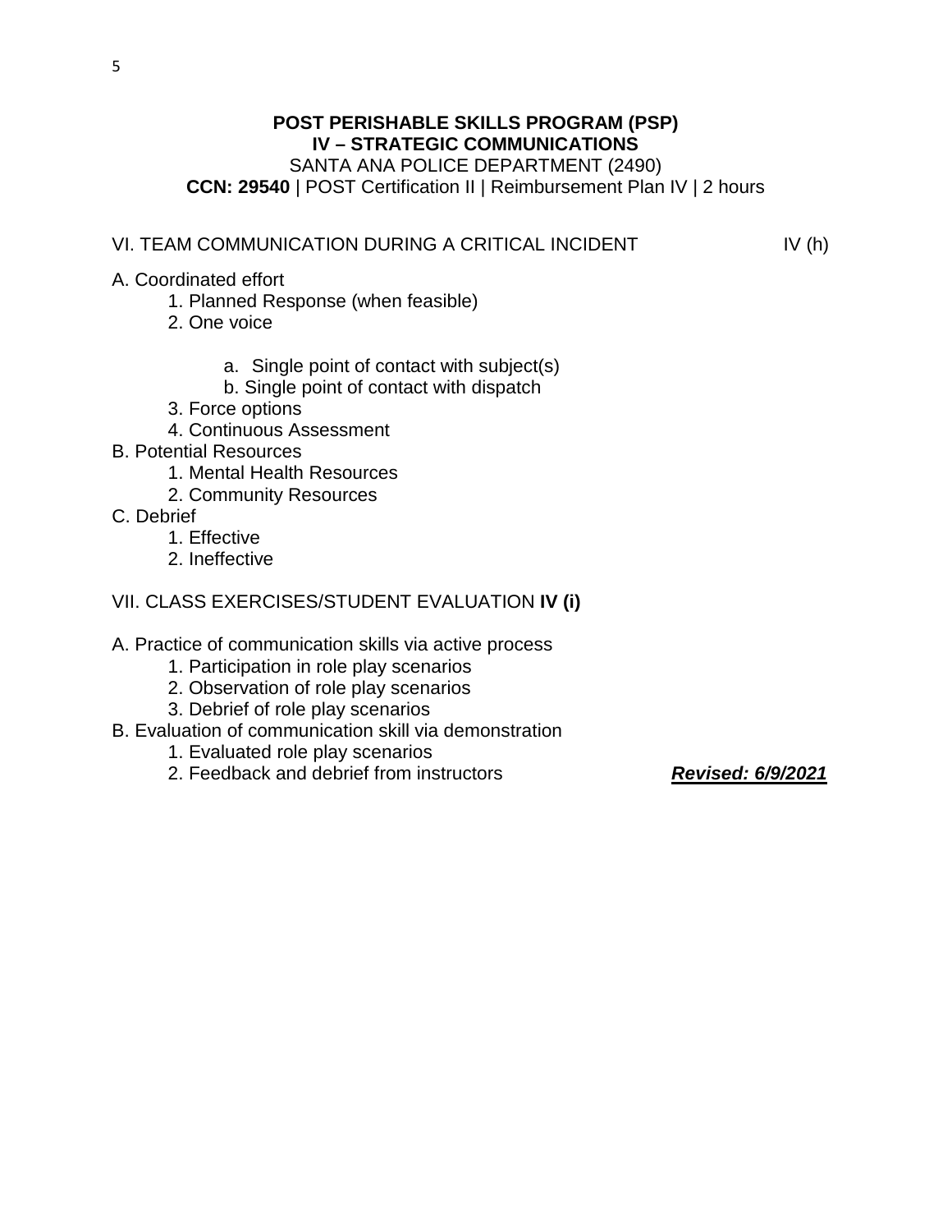**POST PERISHABLE SKILLS PROGRAM (PSP)**
**IV – STRATEGIC COMMUNICATIONS**
SANTA ANA POLICE DEPARTMENT (2490)
**CCN: 29540** | POST Certification II | Reimbursement Plan IV | 2 hours

VI. TEAM COMMUNICATION DURING A CRITICAL INCIDENT IV (h)

A. Coordinated effort
   1. Planned Response (when feasible)
   2. One voice
      a. Single point of contact with subject(s)
      b. Single point of contact with dispatch
   3. Force options
   4. Continuous Assessment

B. Potential Resources
   1. Mental Health Resources
   2. Community Resources

C. Debrief
   1. Effective
   2. Ineffective

VII. CLASS EXERCISES/STUDENT EVALUATION **IV (i)**

A. Practice of communication skills via active process
   1. Participation in role play scenarios
   2. Observation of role play scenarios
   3. Debrief of role play scenarios

B. Evaluation of communication skill via demonstration
   1. Evaluated role play scenarios
   2. Feedback and debrief from instructors

***Revised: 6/9/2021***